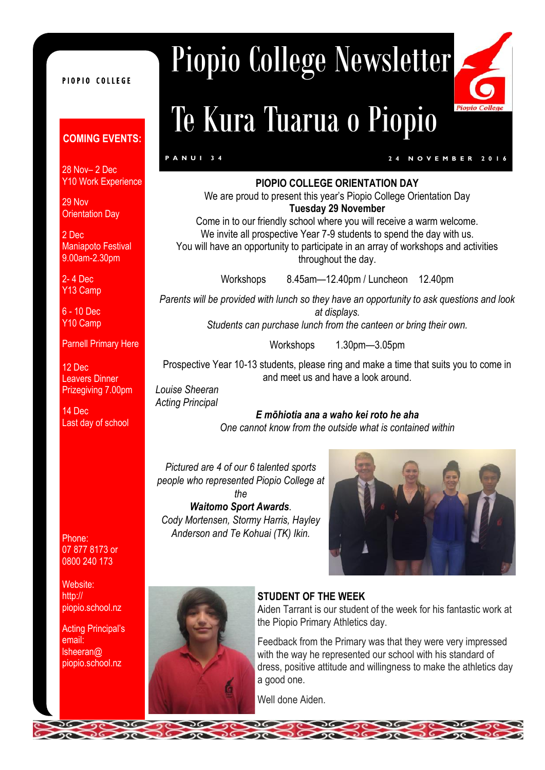PIOPIO COLLEGE

# Piopio College Newsletter

# Te Kura Tuarua o Piopio

PANUI 34 — 24 NOVEMBER 2016

**COMING EVENTS:**

28 Nov– 2 Dec
Y10 Work Experience

29 Nov
Orientation Day

2 Dec
Maniapoto Festival
9.00am-2.30pm

2- 4 Dec
Y13 Camp

6 - 10 Dec
Y10 Camp

Parnell Primary Here

12 Dec
Leavers Dinner
Prizegiving 7.00pm

14 Dec
Last day of school

Phone:
07 877 8173 or
0800 240 173

Website:
http://piopio.school.nz

Acting Principal's email:
lsheeran@piopio.school.nz

## PIOPIO COLLEGE ORIENTATION DAY

We are proud to present this year's Piopio College Orientation Day

**Tuesday 29 November**

Come in to our friendly school where you will receive a warm welcome.
We invite all prospective Year 7-9 students to spend the day with us.
You will have an opportunity to participate in an array of workshops and activities throughout the day.

Workshops 8.45am—12.40pm / Luncheon 12.40pm

*Parents will be provided with lunch so they have an opportunity to ask questions and look at displays.*
*Students can purchase lunch from the canteen or bring their own.*

Workshops 1.30pm—3.05pm

Prospective Year 10-13 students, please ring and make a time that suits you to come in and meet us and have a look around.

*Louise Sheeran*
*Acting Principal*

***E mōhiotia ana a waho kei roto he aha***
*One cannot know from the outside what is contained within*

*Pictured are 4 of our 6 talented sports people who represented Piopio College at the* ***Waitomo Sport Awards****.*
*Cody Mortensen, Stormy Harris, Hayley Anderson and Te Kohuai (TK) Ikin.*

## STUDENT OF THE WEEK

Aiden Tarrant is our student of the week for his fantastic work at the Piopio Primary Athletics day.

Feedback from the Primary was that they were very impressed with the way he represented our school with his standard of dress, positive attitude and willingness to make the athletics day a good one.

Well done Aiden.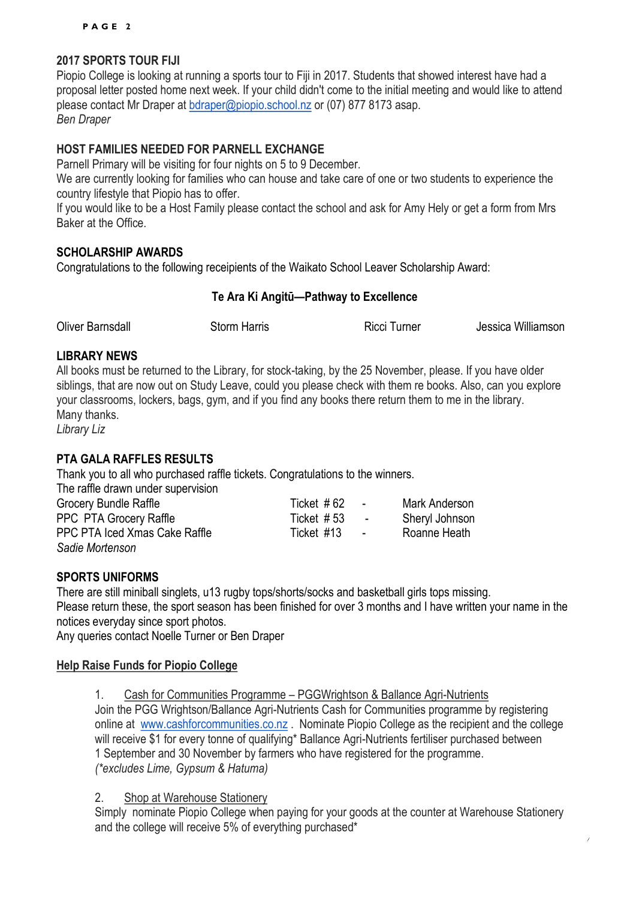## 2017 SPORTS TOUR FIJI

Piopio College is looking at running a sports tour to Fiji in 2017. Students that showed interest have had a proposal letter posted home next week. If your child didn't come to the initial meeting and would like to attend please contact Mr Draper at bdraper@piopio.school.nz or (07) 877 8173 asap.
*Ben Draper*

## HOST FAMILIES NEEDED FOR PARNELL EXCHANGE

Parnell Primary will be visiting for four nights on 5 to 9 December.
We are currently looking for families who can house and take care of one or two students to experience the country lifestyle that Piopio has to offer.
If you would like to be a Host Family please contact the school and ask for Amy Hely or get a form from Mrs Baker at the Office.

## SCHOLARSHIP AWARDS

Congratulations to the following receipients of the Waikato School Leaver Scholarship Award:

**Te Ara Ki Angitū—Pathway to Excellence**

Oliver Barnsdall | Storm Harris | Ricci Turner | Jessica Williamson

## LIBRARY NEWS

All books must be returned to the Library, for stock-taking, by the 25 November, please. If you have older siblings, that are now out on Study Leave, could you please check with them re books. Also, can you explore your classrooms, lockers, bags, gym, and if you find any books there return them to me in the library.
Many thanks.
*Library Liz*

## PTA GALA RAFFLES RESULTS

Thank you to all who purchased raffle tickets. Congratulations to the winners.
The raffle drawn under supervision

| Raffle | Ticket | | Winner |
|---|---|---|---|
| Grocery Bundle Raffle | Ticket # 62 | - | Mark Anderson |
| PPC PTA Grocery Raffle | Ticket # 53 | - | Sheryl Johnson |
| PPC PTA Iced Xmas Cake Raffle | Ticket #13 | - | Roanne Heath |

*Sadie Mortenson*

## SPORTS UNIFORMS

There are still miniball singlets, u13 rugby tops/shorts/socks and basketball girls tops missing.
Please return these, the sport season has been finished for over 3 months and I have written your name in the notices everyday since sport photos.
Any queries contact Noelle Turner or Ben Draper

## Help Raise Funds for Piopio College

1. Cash for Communities Programme – PGGWrightson & Ballance Agri-Nutrients
   Join the PGG Wrightson/Ballance Agri-Nutrients Cash for Communities programme by registering online at www.cashforcommunities.co.nz . Nominate Piopio College as the recipient and the college will receive $1 for every tonne of qualifying* Ballance Agri-Nutrients fertiliser purchased between 1 September and 30 November by farmers who have registered for the programme.
   *(\*excludes Lime, Gypsum & Hatuma)*

2. Shop at Warehouse Stationery
   Simply nominate Piopio College when paying for your goods at the counter at Warehouse Stationery and the college will receive 5% of everything purchased*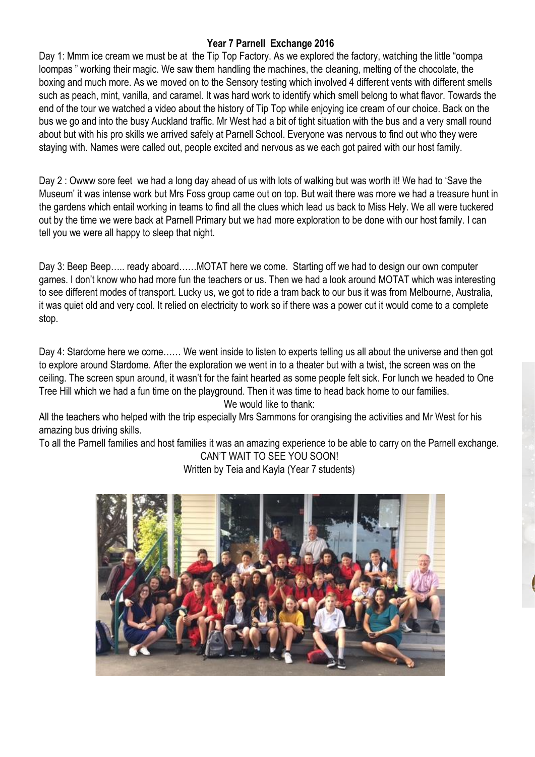## Year 7 Parnell Exchange 2016

Day 1: Mmm ice cream we must be at the Tip Top Factory. As we explored the factory, watching the little "oompa loompas " working their magic. We saw them handling the machines, the cleaning, melting of the chocolate, the boxing and much more. As we moved on to the Sensory testing which involved 4 different vents with different smells such as peach, mint, vanilla, and caramel. It was hard work to identify which smell belong to what flavor. Towards the end of the tour we watched a video about the history of Tip Top while enjoying ice cream of our choice. Back on the bus we go and into the busy Auckland traffic. Mr West had a bit of tight situation with the bus and a very small round about but with his pro skills we arrived safely at Parnell School. Everyone was nervous to find out who they were staying with. Names were called out, people excited and nervous as we each got paired with our host family.

Day 2 : Owww sore feet we had a long day ahead of us with lots of walking but was worth it! We had to 'Save the Museum' it was intense work but Mrs Foss group came out on top. But wait there was more we had a treasure hunt in the gardens which entail working in teams to find all the clues which lead us back to Miss Hely. We all were tuckered out by the time we were back at Parnell Primary but we had more exploration to be done with our host family. I can tell you we were all happy to sleep that night.

Day 3: Beep Beep….. ready aboard……MOTAT here we come. Starting off we had to design our own computer games. I don't know who had more fun the teachers or us. Then we had a look around MOTAT which was interesting to see different modes of transport. Lucky us, we got to ride a tram back to our bus it was from Melbourne, Australia, it was quiet old and very cool. It relied on electricity to work so if there was a power cut it would come to a complete stop.

Day 4: Stardome here we come…… We went inside to listen to experts telling us all about the universe and then got to explore around Stardome. After the exploration we went in to a theater but with a twist, the screen was on the ceiling. The screen spun around, it wasn't for the faint hearted as some people felt sick. For lunch we headed to One Tree Hill which we had a fun time on the playground. Then it was time to head back home to our families.

We would like to thank:

All the teachers who helped with the trip especially Mrs Sammons for orangising the activities and Mr West for his amazing bus driving skills.

To all the Parnell families and host families it was an amazing experience to be able to carry on the Parnell exchange.

CAN'T WAIT TO SEE YOU SOON!

Written by Teia and Kayla (Year 7 students)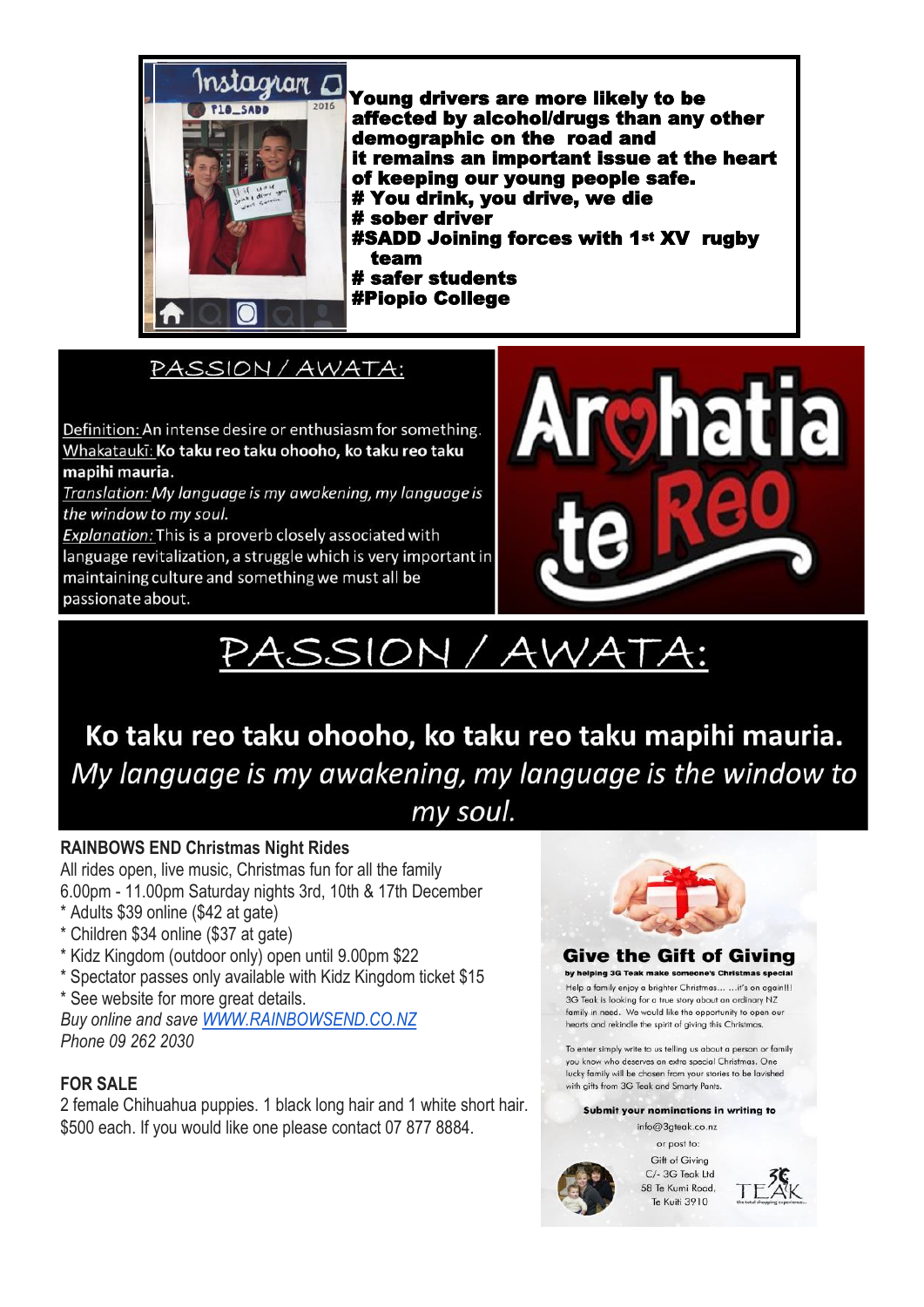**Young drivers are more likely to be affected by alcohol/drugs than any other demographic on the road and it remains an important issue at the heart of keeping our young people safe.**

**# You drink, you drive, we die**

**# sober driver**

**#SADD Joining forces with 1st XV rugby team**

**# safer students**

**#Piopio College**

## PASSION / AWATA:

Definition: An intense desire or enthusiasm for something.

Whakataukī: **Ko taku reo taku ohooho, ko taku reo taku mapihi mauria.**

Translation: *My language is my awakening, my language is the window to my soul.*

*Explanation:* This is a proverb closely associated with language revitalization, a struggle which is very important in maintaining culture and something we must all be passionate about.

Arohatia te Reo

## PASSION / AWATA:

**Ko taku reo taku ohooho, ko taku reo taku mapihi mauria.**

*My language is my awakening, my language is the window to my soul.*

### RAINBOWS END Christmas Night Rides

All rides open, live music, Christmas fun for all the family

6.00pm - 11.00pm Saturday nights 3rd, 10th & 17th December

* Adults $39 online ($42 at gate)
* Children $34 online ($37 at gate)
* Kidz Kingdom (outdoor only) open until 9.00pm $22
* Spectator passes only available with Kidz Kingdom ticket $15
* See website for more great details.

*Buy online and save WWW.RAINBOWSEND.CO.NZ*

*Phone 09 262 2030*

### FOR SALE

2 female Chihuahua puppies. 1 black long hair and 1 white short hair. $500 each. If you would like one please contact 07 877 8884.

### Give the Gift of Giving

**by helping 3G Teak make someone's Christmas special**

Help a family enjoy a brighter Christmas... ...it's on again!!! 3G Teak is looking for a true story about an ordinary NZ family in need. We would like the opportunity to open our hearts and rekindle the spirit of giving this Christmas.

To enter simply write to us telling us about a person or family you know who deserves an extra special Christmas. One lucky family will be chosen from your stories to be lavished with gifts from 3G Teak and Smarty Pants.

**Submit your nominations in writing to**

info@3gteak.co.nz

or post to:

Gift of Giving
C/- 3G Teak Ltd
58 Te Kumi Road,
Te Kuiti 3910

3G TEAK